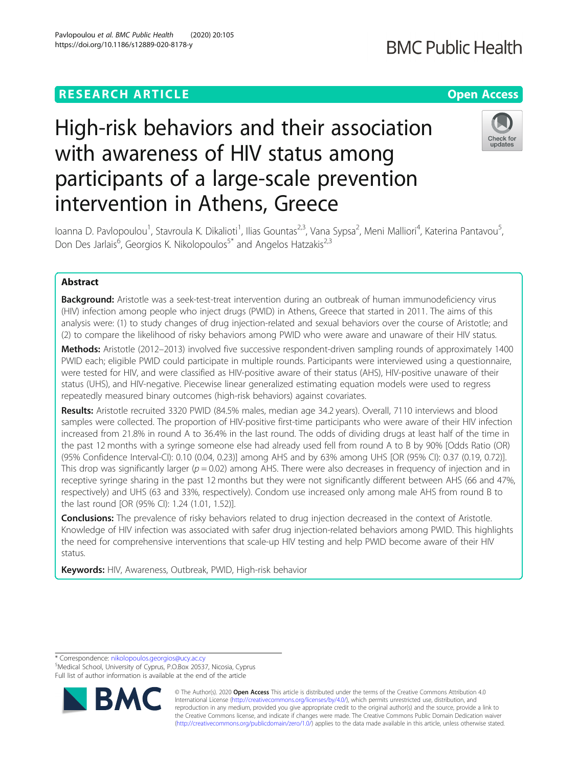RESEARCH ARTICLE

Open Access

# High-risk behaviors and their association with awareness of HIV status among participants of a large-scale prevention intervention in Athens, Greece

Ioanna D. Pavlopoulou[1], Stavroula K. Dikalioti[1], Ilias Gountas[2,3], Vana Sypsa[2], Meni Malliori[4], Katerina Pantavou[5], Don Des Jarlais[6], Georgios K. Nikolopoulos[5*] and Angelos Hatzakis[2,3]

## Abstract

**Background:** Aristotle was a seek-test-treat intervention during an outbreak of human immunodeficiency virus (HIV) infection among people who inject drugs (PWID) in Athens, Greece that started in 2011. The aims of this analysis were: (1) to study changes of drug injection-related and sexual behaviors over the course of Aristotle; and (2) to compare the likelihood of risky behaviors among PWID who were aware and unaware of their HIV status.

**Methods:** Aristotle (2012–2013) involved five successive respondent-driven sampling rounds of approximately 1400 PWID each; eligible PWID could participate in multiple rounds. Participants were interviewed using a questionnaire, were tested for HIV, and were classified as HIV-positive aware of their status (AHS), HIV-positive unaware of their status (UHS), and HIV-negative. Piecewise linear generalized estimating equation models were used to regress repeatedly measured binary outcomes (high-risk behaviors) against covariates.

**Results:** Aristotle recruited 3320 PWID (84.5% males, median age 34.2 years). Overall, 7110 interviews and blood samples were collected. The proportion of HIV-positive first-time participants who were aware of their HIV infection increased from 21.8% in round A to 36.4% in the last round. The odds of dividing drugs at least half of the time in the past 12 months with a syringe someone else had already used fell from round A to B by 90% [Odds Ratio (OR) (95% Confidence Interval-CI): 0.10 (0.04, 0.23)] among AHS and by 63% among UHS [OR (95% CI): 0.37 (0.19, 0.72)]. This drop was significantly larger ($p = 0.02$) among AHS. There were also decreases in frequency of injection and in receptive syringe sharing in the past 12 months but they were not significantly different between AHS (66 and 47%, respectively) and UHS (63 and 33%, respectively). Condom use increased only among male AHS from round B to the last round [OR (95% CI): 1.24 (1.01, 1.52)].

**Conclusions:** The prevalence of risky behaviors related to drug injection decreased in the context of Aristotle. Knowledge of HIV infection was associated with safer drug injection-related behaviors among PWID. This highlights the need for comprehensive interventions that scale-up HIV testing and help PWID become aware of their HIV status.

**Keywords:** HIV, Awareness, Outbreak, PWID, High-risk behavior

\* Correspondence: nikolopoulos.georgios@ucy.ac.cy
[5]Medical School, University of Cyprus, P.O.Box 20537, Nicosia, Cyprus
Full list of author information is available at the end of the article

© The Author(s). 2020 **Open Access** This article is distributed under the terms of the Creative Commons Attribution 4.0 International License (http://creativecommons.org/licenses/by/4.0/), which permits unrestricted use, distribution, and reproduction in any medium, provided you give appropriate credit to the original author(s) and the source, provide a link to the Creative Commons license, and indicate if changes were made. The Creative Commons Public Domain Dedication waiver (http://creativecommons.org/publicdomain/zero/1.0/) applies to the data made available in this article, unless otherwise stated.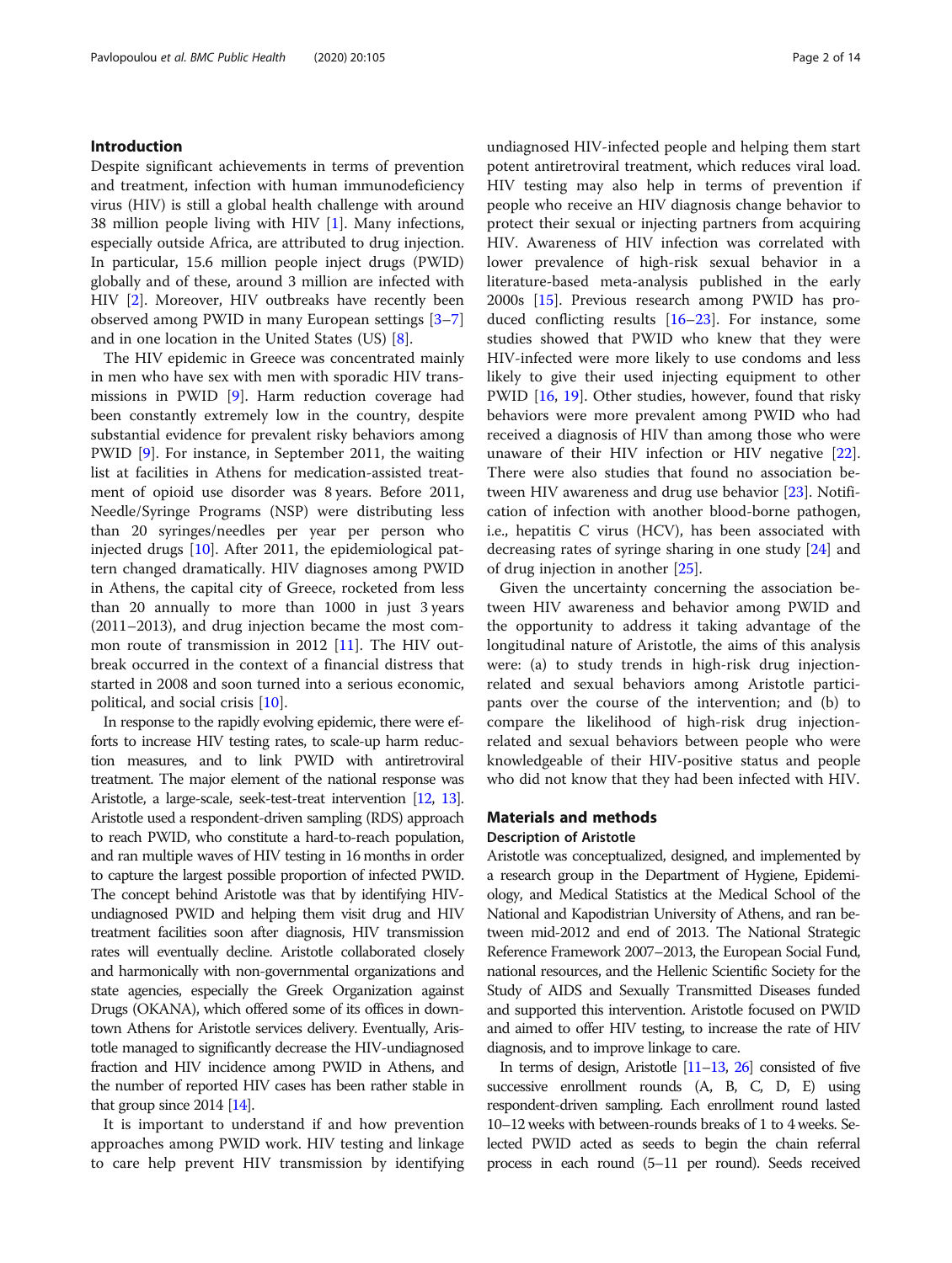## Introduction

Despite significant achievements in terms of prevention and treatment, infection with human immunodeficiency virus (HIV) is still a global health challenge with around 38 million people living with HIV [1]. Many infections, especially outside Africa, are attributed to drug injection. In particular, 15.6 million people inject drugs (PWID) globally and of these, around 3 million are infected with HIV [2]. Moreover, HIV outbreaks have recently been observed among PWID in many European settings [3–7] and in one location in the United States (US) [8].

The HIV epidemic in Greece was concentrated mainly in men who have sex with men with sporadic HIV transmissions in PWID [9]. Harm reduction coverage had been constantly extremely low in the country, despite substantial evidence for prevalent risky behaviors among PWID [9]. For instance, in September 2011, the waiting list at facilities in Athens for medication-assisted treatment of opioid use disorder was 8 years. Before 2011, Needle/Syringe Programs (NSP) were distributing less than 20 syringes/needles per year per person who injected drugs [10]. After 2011, the epidemiological pattern changed dramatically. HIV diagnoses among PWID in Athens, the capital city of Greece, rocketed from less than 20 annually to more than 1000 in just 3 years (2011–2013), and drug injection became the most common route of transmission in 2012 [11]. The HIV outbreak occurred in the context of a financial distress that started in 2008 and soon turned into a serious economic, political, and social crisis [10].

In response to the rapidly evolving epidemic, there were efforts to increase HIV testing rates, to scale-up harm reduction measures, and to link PWID with antiretroviral treatment. The major element of the national response was Aristotle, a large-scale, seek-test-treat intervention [12, 13]. Aristotle used a respondent-driven sampling (RDS) approach to reach PWID, who constitute a hard-to-reach population, and ran multiple waves of HIV testing in 16 months in order to capture the largest possible proportion of infected PWID. The concept behind Aristotle was that by identifying HIV-undiagnosed PWID and helping them visit drug and HIV treatment facilities soon after diagnosis, HIV transmission rates will eventually decline. Aristotle collaborated closely and harmonically with non-governmental organizations and state agencies, especially the Greek Organization against Drugs (OKANA), which offered some of its offices in downtown Athens for Aristotle services delivery. Eventually, Aristotle managed to significantly decrease the HIV-undiagnosed fraction and HIV incidence among PWID in Athens, and the number of reported HIV cases has been rather stable in that group since 2014 [14].

It is important to understand if and how prevention approaches among PWID work. HIV testing and linkage to care help prevent HIV transmission by identifying undiagnosed HIV-infected people and helping them start potent antiretroviral treatment, which reduces viral load. HIV testing may also help in terms of prevention if people who receive an HIV diagnosis change behavior to protect their sexual or injecting partners from acquiring HIV. Awareness of HIV infection was correlated with lower prevalence of high-risk sexual behavior in a literature-based meta-analysis published in the early 2000s [15]. Previous research among PWID has produced conflicting results [16–23]. For instance, some studies showed that PWID who knew that they were HIV-infected were more likely to use condoms and less likely to give their used injecting equipment to other PWID [16, 19]. Other studies, however, found that risky behaviors were more prevalent among PWID who had received a diagnosis of HIV than among those who were unaware of their HIV infection or HIV negative [22]. There were also studies that found no association between HIV awareness and drug use behavior [23]. Notification of infection with another blood-borne pathogen, i.e., hepatitis C virus (HCV), has been associated with decreasing rates of syringe sharing in one study [24] and of drug injection in another [25].

Given the uncertainty concerning the association between HIV awareness and behavior among PWID and the opportunity to address it taking advantage of the longitudinal nature of Aristotle, the aims of this analysis were: (a) to study trends in high-risk drug injection-related and sexual behaviors among Aristotle participants over the course of the intervention; and (b) to compare the likelihood of high-risk drug injection-related and sexual behaviors between people who were knowledgeable of their HIV-positive status and people who did not know that they had been infected with HIV.

## Materials and methods

### Description of Aristotle

Aristotle was conceptualized, designed, and implemented by a research group in the Department of Hygiene, Epidemiology, and Medical Statistics at the Medical School of the National and Kapodistrian University of Athens, and ran between mid-2012 and end of 2013. The National Strategic Reference Framework 2007–2013, the European Social Fund, national resources, and the Hellenic Scientific Society for the Study of AIDS and Sexually Transmitted Diseases funded and supported this intervention. Aristotle focused on PWID and aimed to offer HIV testing, to increase the rate of HIV diagnosis, and to improve linkage to care.

In terms of design, Aristotle [11–13, 26] consisted of five successive enrollment rounds (A, B, C, D, E) using respondent-driven sampling. Each enrollment round lasted 10–12 weeks with between-rounds breaks of 1 to 4 weeks. Selected PWID acted as seeds to begin the chain referral process in each round (5–11 per round). Seeds received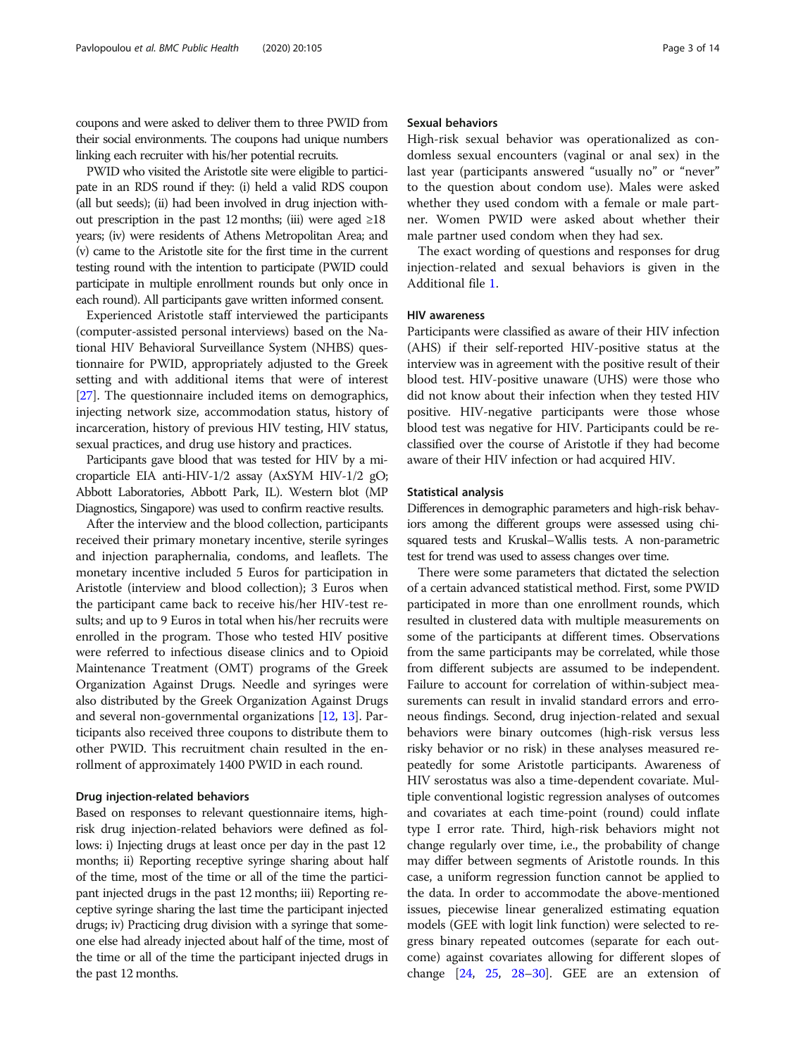coupons and were asked to deliver them to three PWID from their social environments. The coupons had unique numbers linking each recruiter with his/her potential recruits.

PWID who visited the Aristotle site were eligible to participate in an RDS round if they: (i) held a valid RDS coupon (all but seeds); (ii) had been involved in drug injection without prescription in the past 12 months; (iii) were aged ≥18 years; (iv) were residents of Athens Metropolitan Area; and (v) came to the Aristotle site for the first time in the current testing round with the intention to participate (PWID could participate in multiple enrollment rounds but only once in each round). All participants gave written informed consent.

Experienced Aristotle staff interviewed the participants (computer-assisted personal interviews) based on the National HIV Behavioral Surveillance System (NHBS) questionnaire for PWID, appropriately adjusted to the Greek setting and with additional items that were of interest [27]. The questionnaire included items on demographics, injecting network size, accommodation status, history of incarceration, history of previous HIV testing, HIV status, sexual practices, and drug use history and practices.

Participants gave blood that was tested for HIV by a microparticle EIA anti-HIV-1/2 assay (AxSYM HIV-1/2 gO; Abbott Laboratories, Abbott Park, IL). Western blot (MP Diagnostics, Singapore) was used to confirm reactive results.

After the interview and the blood collection, participants received their primary monetary incentive, sterile syringes and injection paraphernalia, condoms, and leaflets. The monetary incentive included 5 Euros for participation in Aristotle (interview and blood collection); 3 Euros when the participant came back to receive his/her HIV-test results; and up to 9 Euros in total when his/her recruits were enrolled in the program. Those who tested HIV positive were referred to infectious disease clinics and to Opioid Maintenance Treatment (OMT) programs of the Greek Organization Against Drugs. Needle and syringes were also distributed by the Greek Organization Against Drugs and several non-governmental organizations [12, 13]. Participants also received three coupons to distribute them to other PWID. This recruitment chain resulted in the enrollment of approximately 1400 PWID in each round.

### Drug injection-related behaviors

Based on responses to relevant questionnaire items, high-risk drug injection-related behaviors were defined as follows: i) Injecting drugs at least once per day in the past 12 months; ii) Reporting receptive syringe sharing about half of the time, most of the time or all of the time the participant injected drugs in the past 12 months; iii) Reporting receptive syringe sharing the last time the participant injected drugs; iv) Practicing drug division with a syringe that someone else had already injected about half of the time, most of the time or all of the time the participant injected drugs in the past 12 months.

### Sexual behaviors

High-risk sexual behavior was operationalized as condomless sexual encounters (vaginal or anal sex) in the last year (participants answered "usually no" or "never" to the question about condom use). Males were asked whether they used condom with a female or male partner. Women PWID were asked about whether their male partner used condom when they had sex.

The exact wording of questions and responses for drug injection-related and sexual behaviors is given in the Additional file 1.

### HIV awareness

Participants were classified as aware of their HIV infection (AHS) if their self-reported HIV-positive status at the interview was in agreement with the positive result of their blood test. HIV-positive unaware (UHS) were those who did not know about their infection when they tested HIV positive. HIV-negative participants were those whose blood test was negative for HIV. Participants could be reclassified over the course of Aristotle if they had become aware of their HIV infection or had acquired HIV.

### Statistical analysis

Differences in demographic parameters and high-risk behaviors among the different groups were assessed using chi-squared tests and Kruskal–Wallis tests. A non-parametric test for trend was used to assess changes over time.

There were some parameters that dictated the selection of a certain advanced statistical method. First, some PWID participated in more than one enrollment rounds, which resulted in clustered data with multiple measurements on some of the participants at different times. Observations from the same participants may be correlated, while those from different subjects are assumed to be independent. Failure to account for correlation of within-subject measurements can result in invalid standard errors and erroneous findings. Second, drug injection-related and sexual behaviors were binary outcomes (high-risk versus less risky behavior or no risk) in these analyses measured repeatedly for some Aristotle participants. Awareness of HIV serostatus was also a time-dependent covariate. Multiple conventional logistic regression analyses of outcomes and covariates at each time-point (round) could inflate type I error rate. Third, high-risk behaviors might not change regularly over time, i.e., the probability of change may differ between segments of Aristotle rounds. In this case, a uniform regression function cannot be applied to the data. In order to accommodate the above-mentioned issues, piecewise linear generalized estimating equation models (GEE with logit link function) were selected to regress binary repeated outcomes (separate for each outcome) against covariates allowing for different slopes of change [24, 25, 28–30]. GEE are an extension of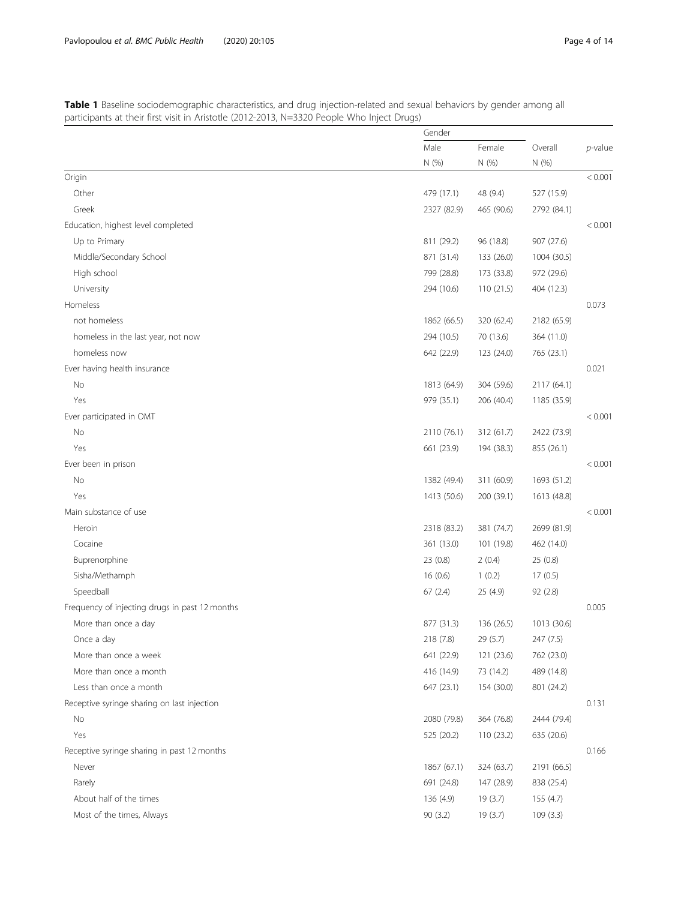**Table 1** Baseline sociodemographic characteristics, and drug injection-related and sexual behaviors by gender among all participants at their first visit in Aristotle (2012-2013, N=3320 People Who Inject Drugs)

| | Gender | | | |
|---|---|---|---|---|
| | Male | Female | Overall | *p*-value |
| | N (%) | N (%) | N (%) | |
| Origin | | | | < 0.001 |
| Other | 479 (17.1) | 48 (9.4) | 527 (15.9) | |
| Greek | 2327 (82.9) | 465 (90.6) | 2792 (84.1) | |
| Education, highest level completed | | | | < 0.001 |
| Up to Primary | 811 (29.2) | 96 (18.8) | 907 (27.6) | |
| Middle/Secondary School | 871 (31.4) | 133 (26.0) | 1004 (30.5) | |
| High school | 799 (28.8) | 173 (33.8) | 972 (29.6) | |
| University | 294 (10.6) | 110 (21.5) | 404 (12.3) | |
| Homeless | | | | 0.073 |
| not homeless | 1862 (66.5) | 320 (62.4) | 2182 (65.9) | |
| homeless in the last year, not now | 294 (10.5) | 70 (13.6) | 364 (11.0) | |
| homeless now | 642 (22.9) | 123 (24.0) | 765 (23.1) | |
| Ever having health insurance | | | | 0.021 |
| No | 1813 (64.9) | 304 (59.6) | 2117 (64.1) | |
| Yes | 979 (35.1) | 206 (40.4) | 1185 (35.9) | |
| Ever participated in OMT | | | | < 0.001 |
| No | 2110 (76.1) | 312 (61.7) | 2422 (73.9) | |
| Yes | 661 (23.9) | 194 (38.3) | 855 (26.1) | |
| Ever been in prison | | | | < 0.001 |
| No | 1382 (49.4) | 311 (60.9) | 1693 (51.2) | |
| Yes | 1413 (50.6) | 200 (39.1) | 1613 (48.8) | |
| Main substance of use | | | | < 0.001 |
| Heroin | 2318 (83.2) | 381 (74.7) | 2699 (81.9) | |
| Cocaine | 361 (13.0) | 101 (19.8) | 462 (14.0) | |
| Buprenorphine | 23 (0.8) | 2 (0.4) | 25 (0.8) | |
| Sisha/Methamph | 16 (0.6) | 1 (0.2) | 17 (0.5) | |
| Speedball | 67 (2.4) | 25 (4.9) | 92 (2.8) | |
| Frequency of injecting drugs in past 12 months | | | | 0.005 |
| More than once a day | 877 (31.3) | 136 (26.5) | 1013 (30.6) | |
| Once a day | 218 (7.8) | 29 (5.7) | 247 (7.5) | |
| More than once a week | 641 (22.9) | 121 (23.6) | 762 (23.0) | |
| More than once a month | 416 (14.9) | 73 (14.2) | 489 (14.8) | |
| Less than once a month | 647 (23.1) | 154 (30.0) | 801 (24.2) | |
| Receptive syringe sharing on last injection | | | | 0.131 |
| No | 2080 (79.8) | 364 (76.8) | 2444 (79.4) | |
| Yes | 525 (20.2) | 110 (23.2) | 635 (20.6) | |
| Receptive syringe sharing in past 12 months | | | | 0.166 |
| Never | 1867 (67.1) | 324 (63.7) | 2191 (66.5) | |
| Rarely | 691 (24.8) | 147 (28.9) | 838 (25.4) | |
| About half of the times | 136 (4.9) | 19 (3.7) | 155 (4.7) | |
| Most of the times, Always | 90 (3.2) | 19 (3.7) | 109 (3.3) | |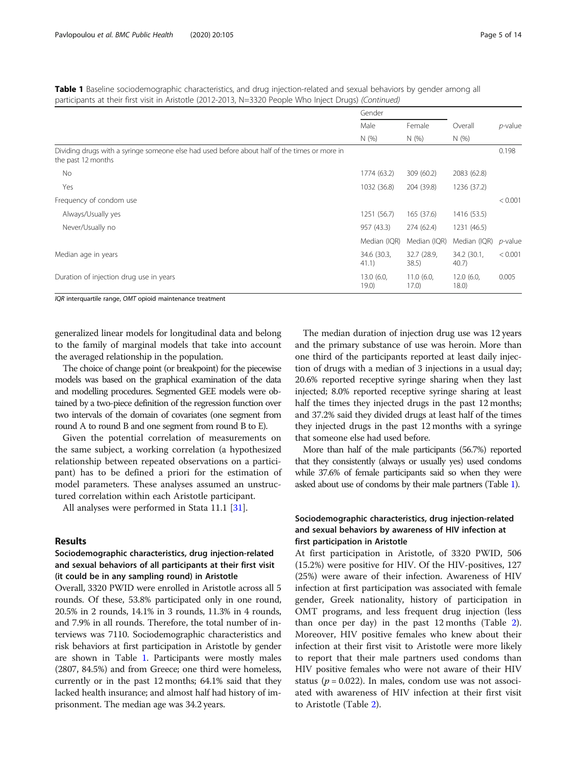**Table 1** Baseline sociodemographic characteristics, and drug injection-related and sexual behaviors by gender among all participants at their first visit in Aristotle (2012-2013, N=3320 People Who Inject Drugs) *(Continued)*

| | Gender | | | |
|---|---|---|---|---|
| | Male | Female | Overall | *p*-value |
| | N (%) | N (%) | N (%) | |
| Dividing drugs with a syringe someone else had used before about half of the times or more in the past 12 months | | | | 0.198 |
| No | 1774 (63.2) | 309 (60.2) | 2083 (62.8) | |
| Yes | 1032 (36.8) | 204 (39.8) | 1236 (37.2) | |
| Frequency of condom use | | | | < 0.001 |
| Always/Usually yes | 1251 (56.7) | 165 (37.6) | 1416 (53.5) | |
| Never/Usually no | 957 (43.3) | 274 (62.4) | 1231 (46.5) | |
| | Median (IQR) | Median (IQR) | Median (IQR) | *p*-value |
| Median age in years | 34.6 (30.3, 41.1) | 32.7 (28.9, 38.5) | 34.2 (30.1, 40.7) | < 0.001 |
| Duration of injection drug use in years | 13.0 (6.0, 19.0) | 11.0 (6.0, 17.0) | 12.0 (6.0, 18.0) | 0.005 |

*IQR* interquartile range, *OMT* opioid maintenance treatment

generalized linear models for longitudinal data and belong to the family of marginal models that take into account the averaged relationship in the population.

The choice of change point (or breakpoint) for the piecewise models was based on the graphical examination of the data and modelling procedures. Segmented GEE models were obtained by a two-piece definition of the regression function over two intervals of the domain of covariates (one segment from round A to round B and one segment from round B to E).

Given the potential correlation of measurements on the same subject, a working correlation (a hypothesized relationship between repeated observations on a participant) has to be defined a priori for the estimation of model parameters. These analyses assumed an unstructured correlation within each Aristotle participant.

All analyses were performed in Stata 11.1 [31].

## Results

### Sociodemographic characteristics, drug injection-related and sexual behaviors of all participants at their first visit (it could be in any sampling round) in Aristotle

Overall, 3320 PWID were enrolled in Aristotle across all 5 rounds. Of these, 53.8% participated only in one round, 20.5% in 2 rounds, 14.1% in 3 rounds, 11.3% in 4 rounds, and 7.9% in all rounds. Therefore, the total number of interviews was 7110. Sociodemographic characteristics and risk behaviors at first participation in Aristotle by gender are shown in Table 1. Participants were mostly males (2807, 84.5%) and from Greece; one third were homeless, currently or in the past 12 months; 64.1% said that they lacked health insurance; and almost half had history of imprisonment. The median age was 34.2 years.

The median duration of injection drug use was 12 years and the primary substance of use was heroin. More than one third of the participants reported at least daily injection of drugs with a median of 3 injections in a usual day; 20.6% reported receptive syringe sharing when they last injected; 8.0% reported receptive syringe sharing at least half the times they injected drugs in the past 12 months; and 37.2% said they divided drugs at least half of the times they injected drugs in the past 12 months with a syringe that someone else had used before.

More than half of the male participants (56.7%) reported that they consistently (always or usually yes) used condoms while 37.6% of female participants said so when they were asked about use of condoms by their male partners (Table 1).

### Sociodemographic characteristics, drug injection-related and sexual behaviors by awareness of HIV infection at first participation in Aristotle

At first participation in Aristotle, of 3320 PWID, 506 (15.2%) were positive for HIV. Of the HIV-positives, 127 (25%) were aware of their infection. Awareness of HIV infection at first participation was associated with female gender, Greek nationality, history of participation in OMT programs, and less frequent drug injection (less than once per day) in the past 12 months (Table 2). Moreover, HIV positive females who knew about their infection at their first visit to Aristotle were more likely to report that their male partners used condoms than HIV positive females who were not aware of their HIV status ($p = 0.022$). In males, condom use was not associated with awareness of HIV infection at their first visit to Aristotle (Table 2).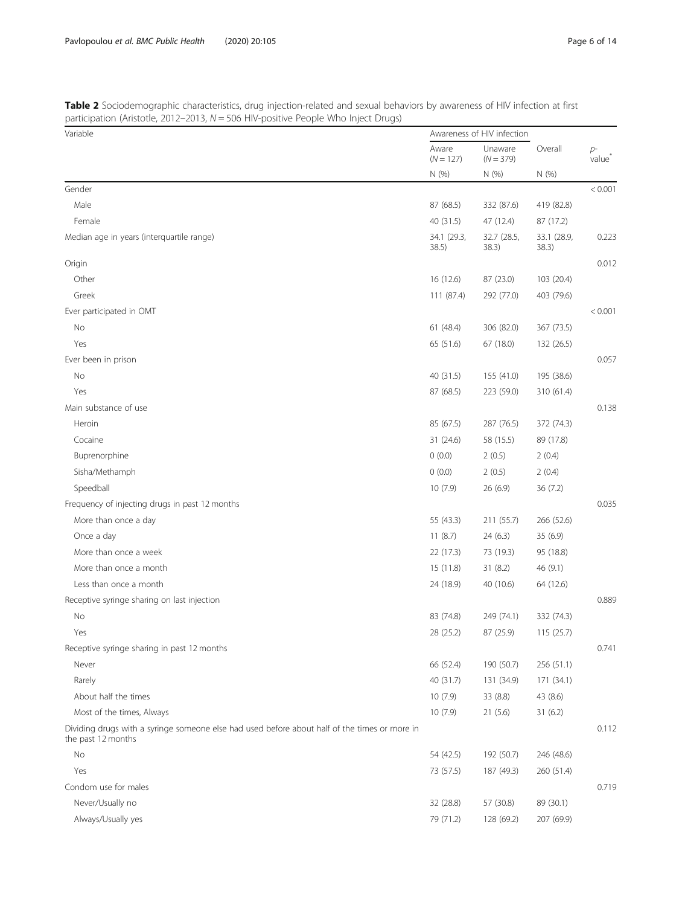**Table 2** Sociodemographic characteristics, drug injection-related and sexual behaviors by awareness of HIV infection at first participation (Aristotle, 2012–2013, $N = 506$ HIV-positive People Who Inject Drugs)

| Variable | Awareness of HIV infection | | | |
|---|---|---|---|---|
| | Aware ($N = 127$) | Unaware ($N = 379$) | Overall | $p$-value* |
| | N (%) | N (%) | N (%) | |
| Gender | | | | < 0.001 |
| Male | 87 (68.5) | 332 (87.6) | 419 (82.8) | |
| Female | 40 (31.5) | 47 (12.4) | 87 (17.2) | |
| Median age in years (interquartile range) | 34.1 (29.3, 38.5) | 32.7 (28.5, 38.3) | 33.1 (28.9, 38.3) | 0.223 |
| Origin | | | | 0.012 |
| Other | 16 (12.6) | 87 (23.0) | 103 (20.4) | |
| Greek | 111 (87.4) | 292 (77.0) | 403 (79.6) | |
| Ever participated in OMT | | | | < 0.001 |
| No | 61 (48.4) | 306 (82.0) | 367 (73.5) | |
| Yes | 65 (51.6) | 67 (18.0) | 132 (26.5) | |
| Ever been in prison | | | | 0.057 |
| No | 40 (31.5) | 155 (41.0) | 195 (38.6) | |
| Yes | 87 (68.5) | 223 (59.0) | 310 (61.4) | |
| Main substance of use | | | | 0.138 |
| Heroin | 85 (67.5) | 287 (76.5) | 372 (74.3) | |
| Cocaine | 31 (24.6) | 58 (15.5) | 89 (17.8) | |
| Buprenorphine | 0 (0.0) | 2 (0.5) | 2 (0.4) | |
| Sisha/Methamph | 0 (0.0) | 2 (0.5) | 2 (0.4) | |
| Speedball | 10 (7.9) | 26 (6.9) | 36 (7.2) | |
| Frequency of injecting drugs in past 12 months | | | | 0.035 |
| More than once a day | 55 (43.3) | 211 (55.7) | 266 (52.6) | |
| Once a day | 11 (8.7) | 24 (6.3) | 35 (6.9) | |
| More than once a week | 22 (17.3) | 73 (19.3) | 95 (18.8) | |
| More than once a month | 15 (11.8) | 31 (8.2) | 46 (9.1) | |
| Less than once a month | 24 (18.9) | 40 (10.6) | 64 (12.6) | |
| Receptive syringe sharing on last injection | | | | 0.889 |
| No | 83 (74.8) | 249 (74.1) | 332 (74.3) | |
| Yes | 28 (25.2) | 87 (25.9) | 115 (25.7) | |
| Receptive syringe sharing in past 12 months | | | | 0.741 |
| Never | 66 (52.4) | 190 (50.7) | 256 (51.1) | |
| Rarely | 40 (31.7) | 131 (34.9) | 171 (34.1) | |
| About half the times | 10 (7.9) | 33 (8.8) | 43 (8.6) | |
| Most of the times, Always | 10 (7.9) | 21 (5.6) | 31 (6.2) | |
| Dividing drugs with a syringe someone else had used before about half of the times or more in the past 12 months | | | | 0.112 |
| No | 54 (42.5) | 192 (50.7) | 246 (48.6) | |
| Yes | 73 (57.5) | 187 (49.3) | 260 (51.4) | |
| Condom use for males | | | | 0.719 |
| Never/Usually no | 32 (28.8) | 57 (30.8) | 89 (30.1) | |
| Always/Usually yes | 79 (71.2) | 128 (69.2) | 207 (69.9) | |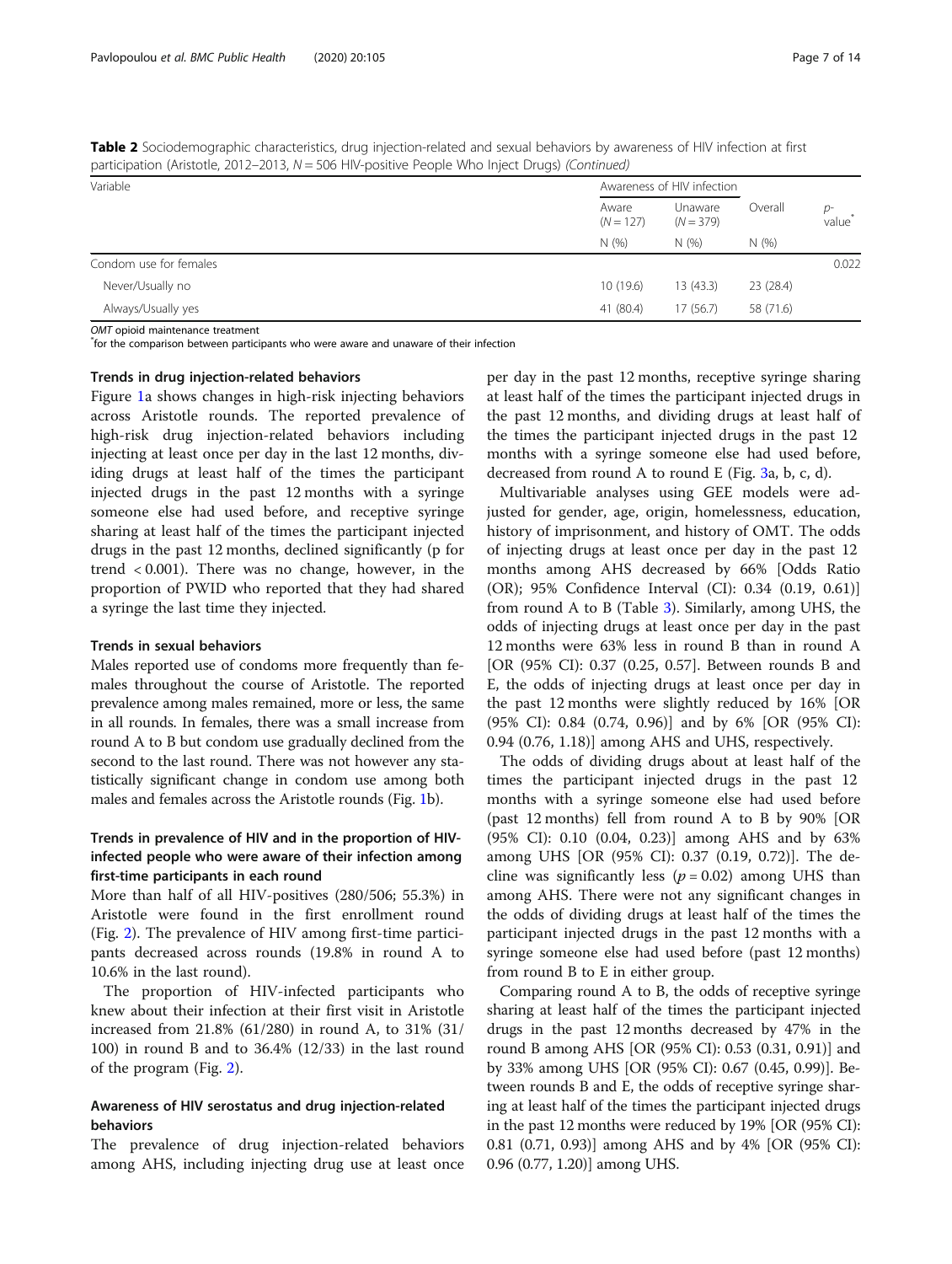**Table 2** Sociodemographic characteristics, drug injection-related and sexual behaviors by awareness of HIV infection at first participation (Aristotle, 2012–2013, $N = 506$ HIV-positive People Who Inject Drugs) *(Continued)*

| Variable | Awareness of HIV infection | | | |
|---|---|---|---|---|
| | Aware ($N = 127$) | Unaware ($N = 379$) | Overall | p-value* |
| | N (%) | N (%) | N (%) | |
| Condom use for females | | | | 0.022 |
| Never/Usually no | 10 (19.6) | 13 (43.3) | 23 (28.4) | |
| Always/Usually yes | 41 (80.4) | 17 (56.7) | 58 (71.6) | |

*OMT* opioid maintenance treatment
*for the comparison between participants who were aware and unaware of their infection

#### Trends in drug injection-related behaviors

Figure 1a shows changes in high-risk injecting behaviors across Aristotle rounds. The reported prevalence of high-risk drug injection-related behaviors including injecting at least once per day in the last 12 months, dividing drugs at least half of the times the participant injected drugs in the past 12 months with a syringe someone else had used before, and receptive syringe sharing at least half of the times the participant injected drugs in the past 12 months, declined significantly (p for trend $< 0.001$). There was no change, however, in the proportion of PWID who reported that they had shared a syringe the last time they injected.

#### Trends in sexual behaviors

Males reported use of condoms more frequently than females throughout the course of Aristotle. The reported prevalence among males remained, more or less, the same in all rounds. In females, there was a small increase from round A to B but condom use gradually declined from the second to the last round. There was not however any statistically significant change in condom use among both males and females across the Aristotle rounds (Fig. 1b).

#### Trends in prevalence of HIV and in the proportion of HIV-infected people who were aware of their infection among first-time participants in each round

More than half of all HIV-positives (280/506; 55.3%) in Aristotle were found in the first enrollment round (Fig. 2). The prevalence of HIV among first-time participants decreased across rounds (19.8% in round A to 10.6% in the last round).

The proportion of HIV-infected participants who knew about their infection at their first visit in Aristotle increased from 21.8% (61/280) in round A, to 31% (31/100) in round B and to 36.4% (12/33) in the last round of the program (Fig. 2).

#### Awareness of HIV serostatus and drug injection-related behaviors

The prevalence of drug injection-related behaviors among AHS, including injecting drug use at least once per day in the past 12 months, receptive syringe sharing at least half of the times the participant injected drugs in the past 12 months, and dividing drugs at least half of the times the participant injected drugs in the past 12 months with a syringe someone else had used before, decreased from round A to round E (Fig. 3a, b, c, d).

Multivariable analyses using GEE models were adjusted for gender, age, origin, homelessness, education, history of imprisonment, and history of OMT. The odds of injecting drugs at least once per day in the past 12 months among AHS decreased by 66% [Odds Ratio (OR); 95% Confidence Interval (CI): 0.34 (0.19, 0.61)] from round A to B (Table 3). Similarly, among UHS, the odds of injecting drugs at least once per day in the past 12 months were 63% less in round B than in round A [OR (95% CI): 0.37 (0.25, 0.57]. Between rounds B and E, the odds of injecting drugs at least once per day in the past 12 months were slightly reduced by 16% [OR (95% CI): 0.84 (0.74, 0.96)] and by 6% [OR (95% CI): 0.94 (0.76, 1.18)] among AHS and UHS, respectively.

The odds of dividing drugs about at least half of the times the participant injected drugs in the past 12 months with a syringe someone else had used before (past 12 months) fell from round A to B by 90% [OR (95% CI): 0.10 (0.04, 0.23)] among AHS and by 63% among UHS [OR (95% CI): 0.37 (0.19, 0.72)]. The decline was significantly less ($p = 0.02$) among UHS than among AHS. There were not any significant changes in the odds of dividing drugs at least half of the times the participant injected drugs in the past 12 months with a syringe someone else had used before (past 12 months) from round B to E in either group.

Comparing round A to B, the odds of receptive syringe sharing at least half of the times the participant injected drugs in the past 12 months decreased by 47% in the round B among AHS [OR (95% CI): 0.53 (0.31, 0.91)] and by 33% among UHS [OR (95% CI): 0.67 (0.45, 0.99)]. Between rounds B and E, the odds of receptive syringe sharing at least half of the times the participant injected drugs in the past 12 months were reduced by 19% [OR (95% CI): 0.81 (0.71, 0.93)] among AHS and by 4% [OR (95% CI): 0.96 (0.77, 1.20)] among UHS.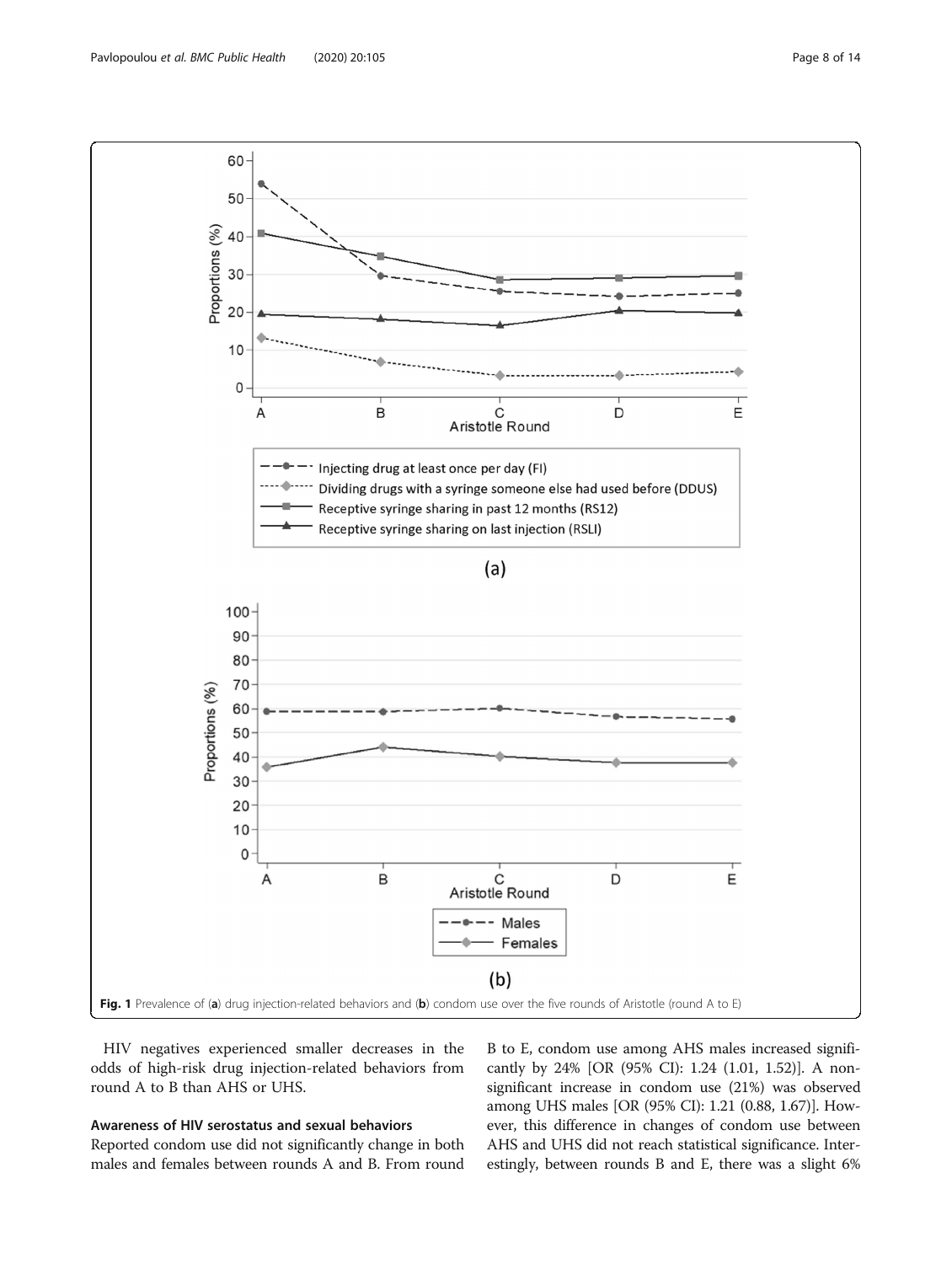Fig. 1 Prevalence of (**a**) drug injection-related behaviors and (**b**) condom use over the five rounds of Aristotle (round A to E)

HIV negatives experienced smaller decreases in the odds of high-risk drug injection-related behaviors from round A to B than AHS or UHS.

### Awareness of HIV serostatus and sexual behaviors

Reported condom use did not significantly change in both males and females between rounds A and B. From round B to E, condom use among AHS males increased significantly by 24% [OR (95% CI): 1.24 (1.01, 1.52)]. A non-significant increase in condom use (21%) was observed among UHS males [OR (95% CI): 1.21 (0.88, 1.67)]. However, this difference in changes of condom use between AHS and UHS did not reach statistical significance. Interestingly, between rounds B and E, there was a slight 6%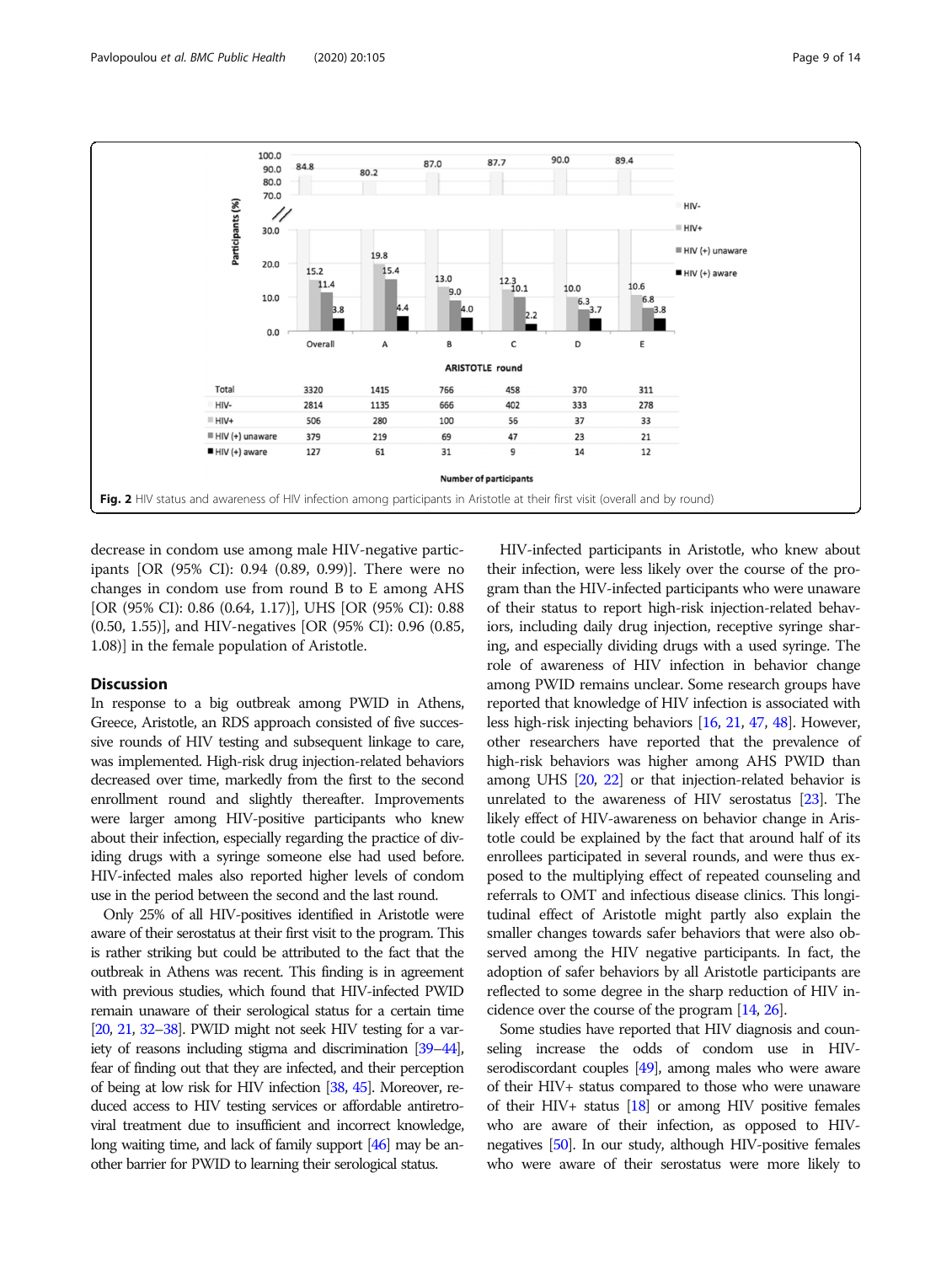| | Overall | A | B | C | D | E |
|---|---|---|---|---|---|---|
| Total | 3320 | 1415 | 766 | 458 | 370 | 311 |
| HIV- | 2814 | 1135 | 666 | 402 | 333 | 278 |
| HIV+ | 506 | 280 | 100 | 56 | 37 | 33 |
| HIV (+) unaware | 379 | 219 | 69 | 47 | 23 | 21 |
| HIV (+) aware | 127 | 61 | 31 | 9 | 14 | 12 |

**Fig. 2** HIV status and awareness of HIV infection among participants in Aristotle at their first visit (overall and by round)

decrease in condom use among male HIV-negative participants [OR (95% CI): 0.94 (0.89, 0.99)]. There were no changes in condom use from round B to E among AHS [OR (95% CI): 0.86 (0.64, 1.17)], UHS [OR (95% CI): 0.88 (0.50, 1.55)], and HIV-negatives [OR (95% CI): 0.96 (0.85, 1.08)] in the female population of Aristotle.

## Discussion

In response to a big outbreak among PWID in Athens, Greece, Aristotle, an RDS approach consisted of five successive rounds of HIV testing and subsequent linkage to care, was implemented. High-risk drug injection-related behaviors decreased over time, markedly from the first to the second enrollment round and slightly thereafter. Improvements were larger among HIV-positive participants who knew about their infection, especially regarding the practice of dividing drugs with a syringe someone else had used before. HIV-infected males also reported higher levels of condom use in the period between the second and the last round.

Only 25% of all HIV-positives identified in Aristotle were aware of their serostatus at their first visit to the program. This is rather striking but could be attributed to the fact that the outbreak in Athens was recent. This finding is in agreement with previous studies, which found that HIV-infected PWID remain unaware of their serological status for a certain time [20, 21, 32–38]. PWID might not seek HIV testing for a variety of reasons including stigma and discrimination [39–44], fear of finding out that they are infected, and their perception of being at low risk for HIV infection [38, 45]. Moreover, reduced access to HIV testing services or affordable antiretroviral treatment due to insufficient and incorrect knowledge, long waiting time, and lack of family support [46] may be another barrier for PWID to learning their serological status.

HIV-infected participants in Aristotle, who knew about their infection, were less likely over the course of the program than the HIV-infected participants who were unaware of their status to report high-risk injection-related behaviors, including daily drug injection, receptive syringe sharing, and especially dividing drugs with a used syringe. The role of awareness of HIV infection in behavior change among PWID remains unclear. Some research groups have reported that knowledge of HIV infection is associated with less high-risk injecting behaviors [16, 21, 47, 48]. However, other researchers have reported that the prevalence of high-risk behaviors was higher among AHS PWID than among UHS [20, 22] or that injection-related behavior is unrelated to the awareness of HIV serostatus [23]. The likely effect of HIV-awareness on behavior change in Aristotle could be explained by the fact that around half of its enrollees participated in several rounds, and were thus exposed to the multiplying effect of repeated counseling and referrals to OMT and infectious disease clinics. This longitudinal effect of Aristotle might partly also explain the smaller changes towards safer behaviors that were also observed among the HIV negative participants. In fact, the adoption of safer behaviors by all Aristotle participants are reflected to some degree in the sharp reduction of HIV incidence over the course of the program [14, 26].

Some studies have reported that HIV diagnosis and counseling increase the odds of condom use in HIV-serodiscordant couples [49], among males who were aware of their HIV+ status compared to those who were unaware of their HIV+ status [18] or among HIV positive females who are aware of their infection, as opposed to HIV-negatives [50]. In our study, although HIV-positive females who were aware of their serostatus were more likely to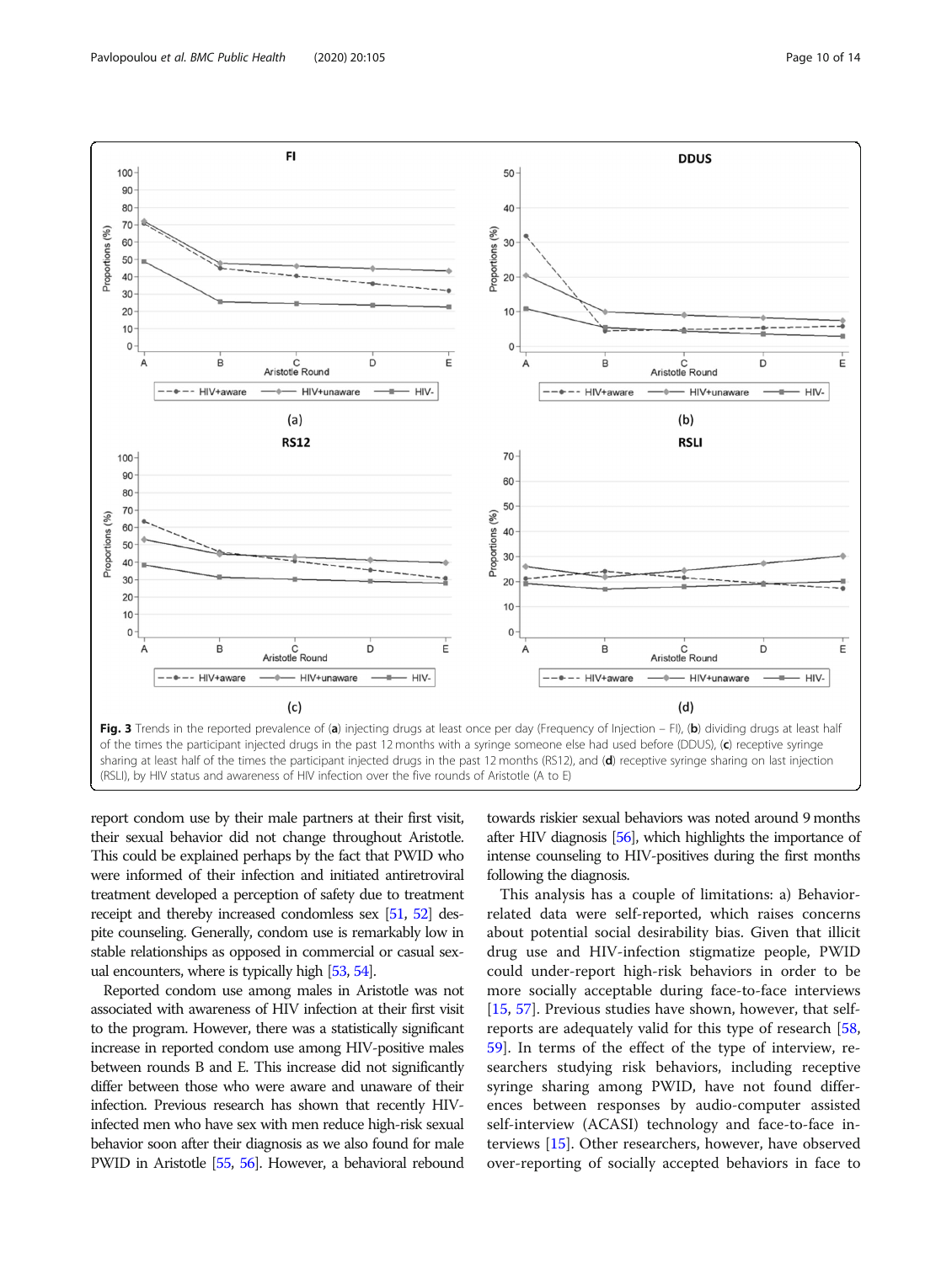Fig. 3 Trends in the reported prevalence of (a) injecting drugs at least once per day (Frequency of Injection – FI), (b) dividing drugs at least half of the times the participant injected drugs in the past 12 months with a syringe someone else had used before (DDUS), (c) receptive syringe sharing at least half of the times the participant injected drugs in the past 12 months (RS12), and (d) receptive syringe sharing on last injection (RSLI), by HIV status and awareness of HIV infection over the five rounds of Aristotle (A to E)

report condom use by their male partners at their first visit, their sexual behavior did not change throughout Aristotle. This could be explained perhaps by the fact that PWID who were informed of their infection and initiated antiretroviral treatment developed a perception of safety due to treatment receipt and thereby increased condomless sex [51, 52] despite counseling. Generally, condom use is remarkably low in stable relationships as opposed in commercial or casual sexual encounters, where is typically high [53, 54].

Reported condom use among males in Aristotle was not associated with awareness of HIV infection at their first visit to the program. However, there was a statistically significant increase in reported condom use among HIV-positive males between rounds B and E. This increase did not significantly differ between those who were aware and unaware of their infection. Previous research has shown that recently HIV-infected men who have sex with men reduce high-risk sexual behavior soon after their diagnosis as we also found for male PWID in Aristotle [55, 56]. However, a behavioral rebound towards riskier sexual behaviors was noted around 9 months after HIV diagnosis [56], which highlights the importance of intense counseling to HIV-positives during the first months following the diagnosis.

This analysis has a couple of limitations: a) Behavior-related data were self-reported, which raises concerns about potential social desirability bias. Given that illicit drug use and HIV-infection stigmatize people, PWID could under-report high-risk behaviors in order to be more socially acceptable during face-to-face interviews [15, 57]. Previous studies have shown, however, that self-reports are adequately valid for this type of research [58, 59]. In terms of the effect of the type of interview, researchers studying risk behaviors, including receptive syringe sharing among PWID, have not found differences between responses by audio-computer assisted self-interview (ACASI) technology and face-to-face interviews [15]. Other researchers, however, have observed over-reporting of socially accepted behaviors in face to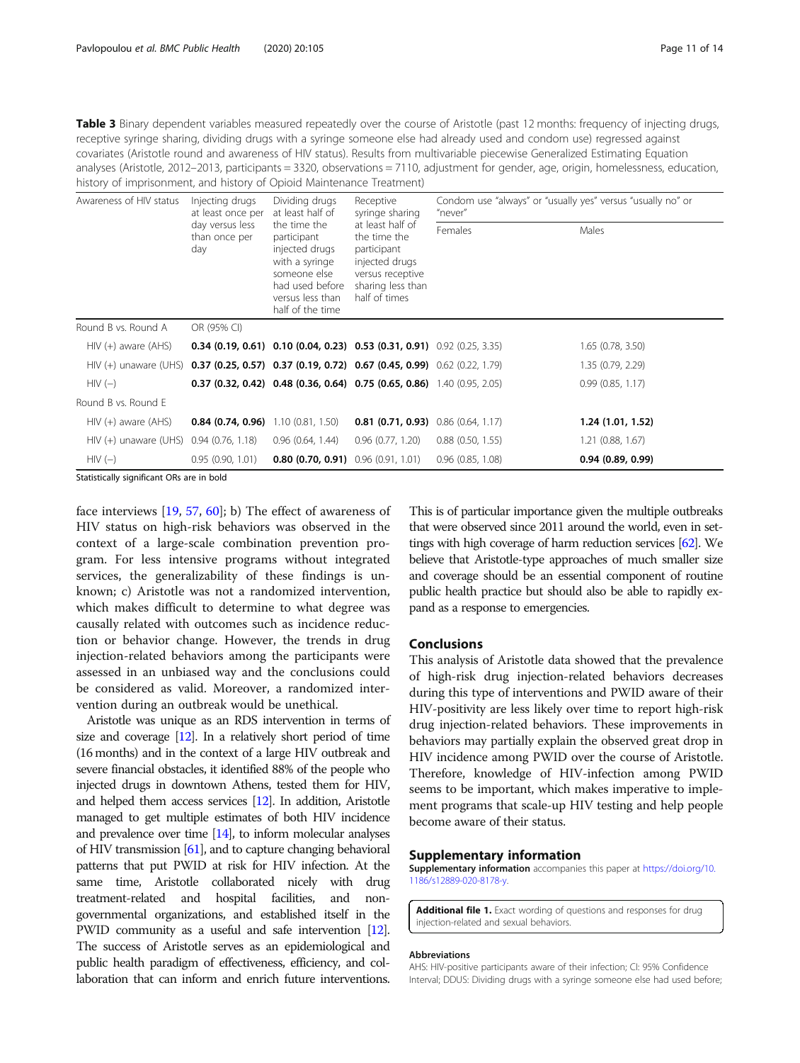**Table 3** Binary dependent variables measured repeatedly over the course of Aristotle (past 12 months: frequency of injecting drugs, receptive syringe sharing, dividing drugs with a syringe someone else had already used and condom use) regressed against covariates (Aristotle round and awareness of HIV status). Results from multivariable piecewise Generalized Estimating Equation analyses (Aristotle, 2012–2013, participants = 3320, observations = 7110, adjustment for gender, age, origin, homelessness, education, history of imprisonment, and history of Opioid Maintenance Treatment)

| Awareness of HIV status | Injecting drugs at least once per day versus less than once per day | Dividing drugs at least half of the time the participant injected drugs with a syringe someone else had used before versus less than half of the time | Receptive syringe sharing at least half of the time the participant injected drugs versus receptive sharing less than half of times | Condom use "always" or "usually yes" versus "usually no" or "never" | |
|---|---|---|---|---|---|
| | | | | Females | Males |
| Round B vs. Round A | OR (95% CI) | | | | |
| HIV (+) aware (AHS) | **0.34 (0.19, 0.61)** | **0.10 (0.04, 0.23)** | **0.53 (0.31, 0.91)** | 0.92 (0.25, 3.35) | 1.65 (0.78, 3.50) |
| HIV (+) unaware (UHS) | **0.37 (0.25, 0.57)** | **0.37 (0.19, 0.72)** | **0.67 (0.45, 0.99)** | 0.62 (0.22, 1.79) | 1.35 (0.79, 2.29) |
| HIV (−) | **0.37 (0.32, 0.42)** | **0.48 (0.36, 0.64)** | **0.75 (0.65, 0.86)** | 1.40 (0.95, 2.05) | 0.99 (0.85, 1.17) |
| Round B vs. Round E | | | | | |
| HIV (+) aware (AHS) | **0.84 (0.74, 0.96)** | 1.10 (0.81, 1.50) | **0.81 (0.71, 0.93)** | 0.86 (0.64, 1.17) | **1.24 (1.01, 1.52)** |
| HIV (+) unaware (UHS) | 0.94 (0.76, 1.18) | 0.96 (0.64, 1.44) | 0.96 (0.77, 1.20) | 0.88 (0.50, 1.55) | 1.21 (0.88, 1.67) |
| HIV (−) | 0.95 (0.90, 1.01) | **0.80 (0.70, 0.91)** | 0.96 (0.91, 1.01) | 0.96 (0.85, 1.08) | **0.94 (0.89, 0.99)** |

Statistically significant ORs are in bold

face interviews [19, 57, 60]; b) The effect of awareness of HIV status on high-risk behaviors was observed in the context of a large-scale combination prevention program. For less intensive programs without integrated services, the generalizability of these findings is unknown; c) Aristotle was not a randomized intervention, which makes difficult to determine to what degree was causally related with outcomes such as incidence reduction or behavior change. However, the trends in drug injection-related behaviors among the participants were assessed in an unbiased way and the conclusions could be considered as valid. Moreover, a randomized intervention during an outbreak would be unethical.

Aristotle was unique as an RDS intervention in terms of size and coverage [12]. In a relatively short period of time (16 months) and in the context of a large HIV outbreak and severe financial obstacles, it identified 88% of the people who injected drugs in downtown Athens, tested them for HIV, and helped them access services [12]. In addition, Aristotle managed to get multiple estimates of both HIV incidence and prevalence over time [14], to inform molecular analyses of HIV transmission [61], and to capture changing behavioral patterns that put PWID at risk for HIV infection. At the same time, Aristotle collaborated nicely with drug treatment-related and hospital facilities, and non-governmental organizations, and established itself in the PWID community as a useful and safe intervention [12]. The success of Aristotle serves as an epidemiological and public health paradigm of effectiveness, efficiency, and collaboration that can inform and enrich future interventions. This is of particular importance given the multiple outbreaks that were observed since 2011 around the world, even in settings with high coverage of harm reduction services [62]. We believe that Aristotle-type approaches of much smaller size and coverage should be an essential component of routine public health practice but should also be able to rapidly expand as a response to emergencies.

## Conclusions

This analysis of Aristotle data showed that the prevalence of high-risk drug injection-related behaviors decreases during this type of interventions and PWID aware of their HIV-positivity are less likely over time to report high-risk drug injection-related behaviors. These improvements in behaviors may partially explain the observed great drop in HIV incidence among PWID over the course of Aristotle. Therefore, knowledge of HIV-infection among PWID seems to be important, which makes imperative to implement programs that scale-up HIV testing and help people become aware of their status.

## Supplementary information

**Supplementary information** accompanies this paper at https://doi.org/10.1186/s12889-020-8178-y.

**Additional file 1.** Exact wording of questions and responses for drug injection-related and sexual behaviors.

### Abbreviations

AHS: HIV-positive participants aware of their infection; CI: 95% Confidence Interval; DDUS: Dividing drugs with a syringe someone else had used before;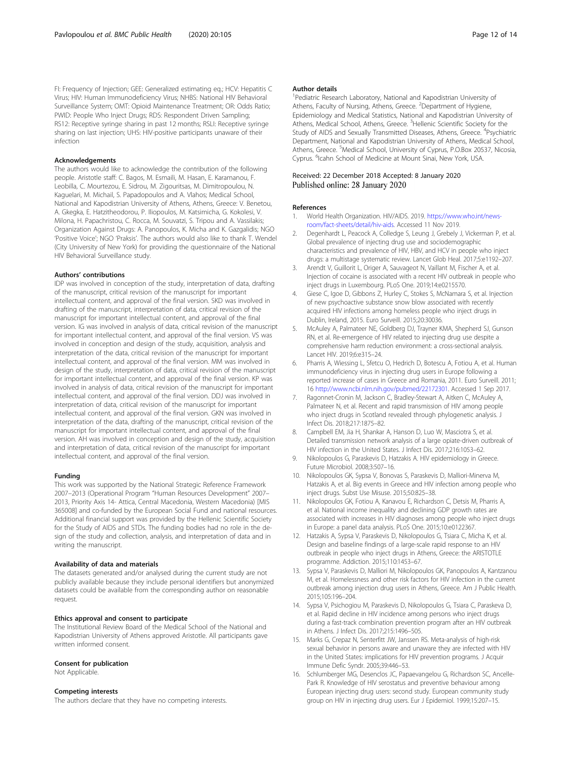FI: Frequency of Injection; GEE: Generalized estimating eq.; HCV: Hepatitis C Virus; HIV: Human Immunodeficiency Virus; NHBS: National HIV Behavioral Surveillance System; OMT: Opioid Maintenance Treatment; OR: Odds Ratio; PWID: People Who Inject Drugs; RDS: Respondent Driven Sampling; RS12: Receptive syringe sharing in past 12 months; RSLI: Receptive syringe sharing on last injection; UHS: HIV-positive participants unaware of their infection

### Acknowledgements

The authors would like to acknowledge the contribution of the following people. Aristotle staff: C. Bagos, M. Esmaili, M. Hasan, E. Karamanou, F. Leobilla, C. Mourtezou, E. Sidrou, M. Zigouritsas, M. Dimitropoulou, N. Kaguelari, M. Michail, S. Papadopoulos and A. Vlahos; Medical School, National and Kapodistrian University of Athens, Athens, Greece: V. Benetou, A. Gkegka, E. Hatzitheodorou, P. Iliopoulos, M. Katsimicha, G. Kokolesi, V. Milona, H. Papachristou, C. Rocca, M. Souvatzi, S. Tripou and A. Vassilakis; Organization Against Drugs: A. Panopoulos, K. Micha and K. Gazgalidis; NGO 'Positive Voice'; NGO 'Praksis'. The authors would also like to thank T. Wendel (City University of New York) for providing the questionnaire of the National HIV Behavioral Surveillance study.

### Authors' contributions

IDP was involved in conception of the study, interpretation of data, drafting of the manuscript, critical revision of the manuscript for important intellectual content, and approval of the final version. SKD was involved in drafting of the manuscript, interpretation of data, critical revision of the manuscript for important intellectual content, and approval of the final version. IG was involved in analysis of data, critical revision of the manuscript for important intellectual content, and approval of the final version. VS was involved in conception and design of the study, acquisition, analysis and interpretation of the data, critical revision of the manuscript for important intellectual content, and approval of the final version. MM was involved in design of the study, interpretation of data, critical revision of the manuscript for important intellectual content, and approval of the final version. KP was involved in analysis of data, critical revision of the manuscript for important intellectual content, and approval of the final version. DDJ was involved in interpretation of data, critical revision of the manuscript for important intellectual content, and approval of the final version. GKN was involved in interpretation of the data, drafting of the manuscript, critical revision of the manuscript for important intellectual content, and approval of the final version. AH was involved in conception and design of the study, acquisition and interpretation of data, critical revision of the manuscript for important intellectual content, and approval of the final version.

### Funding

This work was supported by the National Strategic Reference Framework 2007–2013 (Operational Program "Human Resources Development" 2007–2013, Priority Axis 14- Attica, Central Macedonia, Western Macedonia) [MIS 365008] and co-funded by the European Social Fund and national resources. Additional financial support was provided by the Hellenic Scientific Society for the Study of AIDS and STDs. The funding bodies had no role in the design of the study and collection, analysis, and interpretation of data and in writing the manuscript.

### Availability of data and materials

The datasets generated and/or analysed during the current study are not publicly available because they include personal identifiers but anonymized datasets could be available from the corresponding author on reasonable request.

### Ethics approval and consent to participate

The Institutional Review Board of the Medical School of the National and Kapodistrian University of Athens approved Aristotle. All participants gave written informed consent.

### Consent for publication

Not Applicable.

### Competing interests

The authors declare that they have no competing interests.

### Author details

[1]Pediatric Research Laboratory, National and Kapodistrian University of Athens, Faculty of Nursing, Athens, Greece. [2]Department of Hygiene, Epidemiology and Medical Statistics, National and Kapodistrian University of Athens, Medical School, Athens, Greece. [3]Hellenic Scientific Society for the Study of AIDS and Sexually Transmitted Diseases, Athens, Greece. [4]Psychiatric Department, National and Kapodistrian University of Athens, Medical School, Athens, Greece. [5]Medical School, University of Cyprus, P.O.Box 20537, Nicosia, Cyprus. [6]Icahn School of Medicine at Mount Sinai, New York, USA.

Received: 22 December 2018 Accepted: 8 January 2020
Published online: 28 January 2020

### References

1. World Health Organization. HIV/AIDS. 2019. https://www.who.int/news-room/fact-sheets/detail/hiv-aids. Accessed 11 Nov 2019.
2. Degenhardt L, Peacock A, Colledge S, Leung J, Grebely J, Vickerman P, et al. Global prevalence of injecting drug use and sociodemographic characteristics and prevalence of HIV, HBV, and HCV in people who inject drugs: a multistage systematic review. Lancet Glob Heal. 2017;5:e1192–207.
3. Arendt V, Guillorit L, Origer A, Sauvageot N, Vaillant M, Fischer A, et al. Injection of cocaine is associated with a recent HIV outbreak in people who inject drugs in Luxembourg. PLoS One. 2019;14:e0215570.
4. Giese C, Igoe D, Gibbons Z, Hurley C, Stokes S, McNamara S, et al. Injection of new psychoactive substance snow blow associated with recently acquired HIV infections among homeless people who inject drugs in Dublin, Ireland, 2015. Euro Surveill. 2015;20:30036.
5. McAuley A, Palmateer NE, Goldberg DJ, Trayner KMA, Shepherd SJ, Gunson RN, et al. Re-emergence of HIV related to injecting drug use despite a comprehensive harm reduction environment: a cross-sectional analysis. Lancet HIV. 2019;6:e315–24.
6. Pharris A, Wiessing L, Sfetcu O, Hedrich D, Botescu A, Fotiou A, et al. Human immunodeficiency virus in injecting drug users in Europe following a reported increase of cases in Greece and Romania, 2011. Euro Surveill. 2011; 16 http://www.ncbi.nlm.nih.gov/pubmed/22172301. Accessed 1 Sep 2017.
7. Ragonnet-Cronin M, Jackson C, Bradley-Stewart A, Aitken C, McAuley A, Palmateer N, et al. Recent and rapid transmission of HIV among people who inject drugs in Scotland revealed through phylogenetic analysis. J Infect Dis. 2018;217:1875–82.
8. Campbell EM, Jia H, Shankar A, Hanson D, Luo W, Masciotra S, et al. Detailed transmission network analysis of a large opiate-driven outbreak of HIV infection in the United States. J Infect Dis. 2017;216:1053–62.
9. Nikolopoulos G, Paraskevis D, Hatzakis A. HIV epidemiology in Greece. Future Microbiol. 2008;3:507–16.
10. Nikolopoulos GK, Sypsa V, Bonovas S, Paraskevis D, Malliori-Minerva M, Hatzakis A, et al. Big events in Greece and HIV infection among people who inject drugs. Subst Use Misuse. 2015;50:825–38.
11. Nikolopoulos GK, Fotiou A, Kanavou E, Richardson C, Detsis M, Pharris A, et al. National income inequality and declining GDP growth rates are associated with increases in HIV diagnoses among people who inject drugs in Europe: a panel data analysis. PLoS One. 2015;10:e0122367.
12. Hatzakis A, Sypsa V, Paraskevis D, Nikolopoulos G, Tsiara C, Micha K, et al. Design and baseline findings of a large-scale rapid response to an HIV outbreak in people who inject drugs in Athens, Greece: the ARISTOTLE programme. Addiction. 2015;110:1453–67.
13. Sypsa V, Paraskevis D, Malliori M, Nikolopoulos GK, Panopoulos A, Kantzanou M, et al. Homelessness and other risk factors for HIV infection in the current outbreak among injection drug users in Athens, Greece. Am J Public Health. 2015;105:196–204.
14. Sypsa V, Psichogiou M, Paraskevis D, Nikolopoulos G, Tsiara C, Paraskeva D, et al. Rapid decline in HIV incidence among persons who inject drugs during a fast-track combination prevention program after an HIV outbreak in Athens. J Infect Dis. 2017;215:1496–505.
15. Marks G, Crepaz N, Senterfitt JW, Janssen RS. Meta-analysis of high-risk sexual behavior in persons aware and unaware they are infected with HIV in the United States: implications for HIV prevention programs. J Acquir Immune Defic Syndr. 2005;39:446–53.
16. Schlumberger MG, Desenclos JC, Papaevangelou G, Richardson SC, Ancelle-Park R. Knowledge of HIV serostatus and preventive behaviour among European injecting drug users: second study. European community study group on HIV in injecting drug users. Eur J Epidemiol. 1999;15:207–15.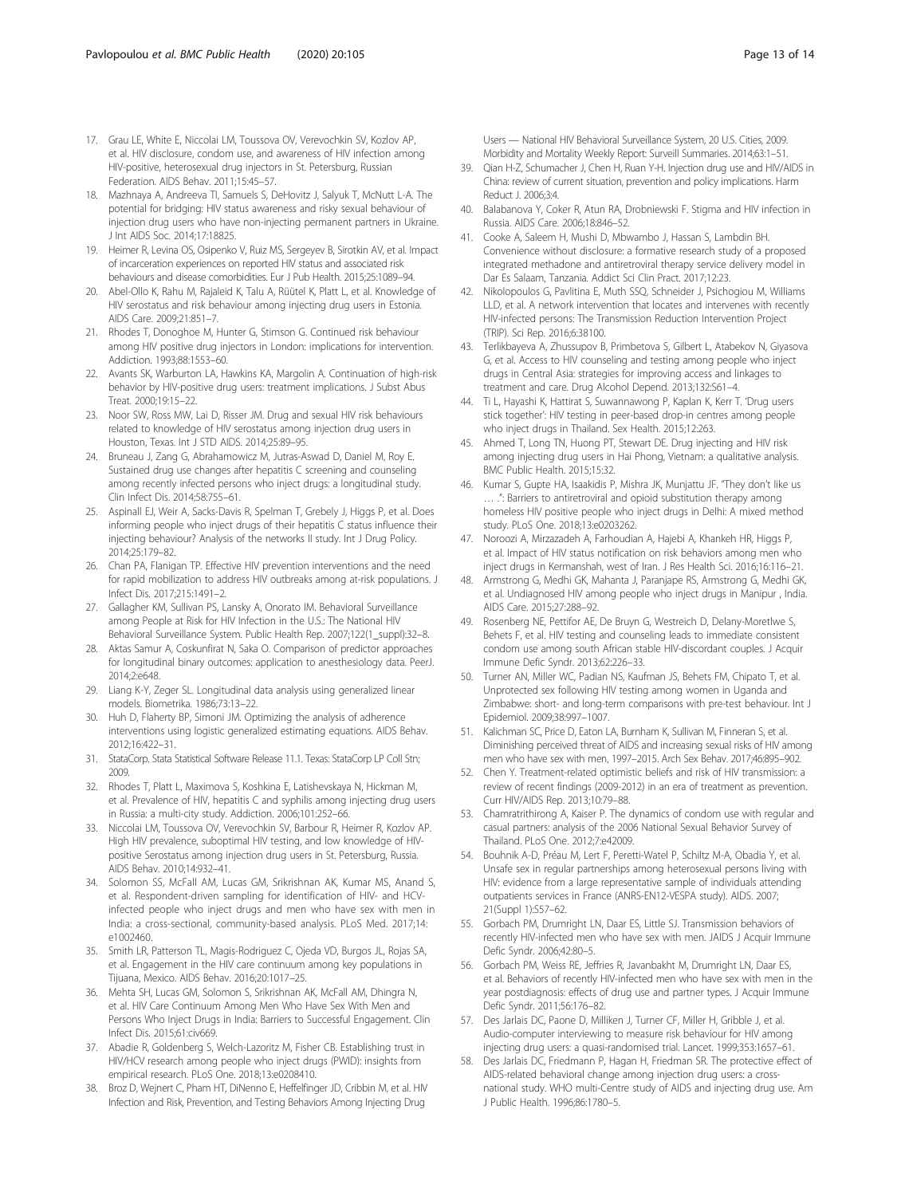17. Grau LE, White E, Niccolai LM, Toussova OV, Verevochkin SV, Kozlov AP, et al. HIV disclosure, condom use, and awareness of HIV infection among HIV-positive, heterosexual drug injectors in St. Petersburg, Russian Federation. AIDS Behav. 2011;15:45–57.
18. Mazhnaya A, Andreeva TI, Samuels S, DeHovitz J, Salyuk T, McNutt L-A. The potential for bridging: HIV status awareness and risky sexual behaviour of injection drug users who have non-injecting permanent partners in Ukraine. J Int AIDS Soc. 2014;17:18825.
19. Heimer R, Levina OS, Osipenko V, Ruiz MS, Sergeyev B, Sirotkin AV, et al. Impact of incarceration experiences on reported HIV status and associated risk behaviours and disease comorbidities. Eur J Pub Health. 2015;25:1089–94.
20. Abel-Ollo K, Rahu M, Rajaleid K, Talu A, Rüütel K, Platt L, et al. Knowledge of HIV serostatus and risk behaviour among injecting drug users in Estonia. AIDS Care. 2009;21:851–7.
21. Rhodes T, Donoghoe M, Hunter G, Stimson G. Continued risk behaviour among HIV positive drug injectors in London: implications for intervention. Addiction. 1993;88:1553–60.
22. Avants SK, Warburton LA, Hawkins KA, Margolin A. Continuation of high-risk behavior by HIV-positive drug users: treatment implications. J Subst Abus Treat. 2000;19:15–22.
23. Noor SW, Ross MW, Lai D, Risser JM. Drug and sexual HIV risk behaviours related to knowledge of HIV serostatus among injection drug users in Houston, Texas. Int J STD AIDS. 2014;25:89–95.
24. Bruneau J, Zang G, Abrahamowicz M, Jutras-Aswad D, Daniel M, Roy E. Sustained drug use changes after hepatitis C screening and counseling among recently infected persons who inject drugs: a longitudinal study. Clin Infect Dis. 2014;58:755–61.
25. Aspinall EJ, Weir A, Sacks-Davis R, Spelman T, Grebely J, Higgs P, et al. Does informing people who inject drugs of their hepatitis C status influence their injecting behaviour? Analysis of the networks II study. Int J Drug Policy. 2014;25:179–82.
26. Chan PA, Flanigan TP. Effective HIV prevention interventions and the need for rapid mobilization to address HIV outbreaks among at-risk populations. J Infect Dis. 2017;215:1491–2.
27. Gallagher KM, Sullivan PS, Lansky A, Onorato IM. Behavioral Surveillance among People at Risk for HIV Infection in the U.S.: The National HIV Behavioral Surveillance System. Public Health Rep. 2007;122(1_suppl):32–8.
28. Aktas Samur A, Coskunfirat N, Saka O. Comparison of predictor approaches for longitudinal binary outcomes: application to anesthesiology data. PeerJ. 2014;2:e648.
29. Liang K-Y, Zeger SL. Longitudinal data analysis using generalized linear models. Biometrika. 1986;73:13–22.
30. Huh D, Flaherty BP, Simoni JM. Optimizing the analysis of adherence interventions using logistic generalized estimating equations. AIDS Behav. 2012;16:422–31.
31. StataCorp. Stata Statistical Software Release 11.1. Texas: StataCorp LP Coll Stn; 2009.
32. Rhodes T, Platt L, Maximova S, Koshkina E, Latishevskaya N, Hickman M, et al. Prevalence of HIV, hepatitis C and syphilis among injecting drug users in Russia: a multi-city study. Addiction. 2006;101:252–66.
33. Niccolai LM, Toussova OV, Verevochkin SV, Barbour R, Heimer R, Kozlov AP. High HIV prevalence, suboptimal HIV testing, and low knowledge of HIV-positive Serostatus among injection drug users in St. Petersburg, Russia. AIDS Behav. 2010;14:932–41.
34. Solomon SS, McFall AM, Lucas GM, Srikrishnan AK, Kumar MS, Anand S, et al. Respondent-driven sampling for identification of HIV- and HCV-infected people who inject drugs and men who have sex with men in India: a cross-sectional, community-based analysis. PLoS Med. 2017;14: e1002460.
35. Smith LR, Patterson TL, Magis-Rodriguez C, Ojeda VD, Burgos JL, Rojas SA, et al. Engagement in the HIV care continuum among key populations in Tijuana, Mexico. AIDS Behav. 2016;20:1017–25.
36. Mehta SH, Lucas GM, Solomon S, Srikrishnan AK, McFall AM, Dhingra N, et al. HIV Care Continuum Among Men Who Have Sex With Men and Persons Who Inject Drugs in India: Barriers to Successful Engagement. Clin Infect Dis. 2015;61:civ669.
37. Abadie R, Goldenberg S, Welch-Lazoritz M, Fisher CB. Establishing trust in HIV/HCV research among people who inject drugs (PWID): insights from empirical research. PLoS One. 2018;13:e0208410.
38. Broz D, Wejnert C, Pham HT, DiNenno E, Heffelfinger JD, Cribbin M, et al. HIV Infection and Risk, Prevention, and Testing Behaviors Among Injecting Drug Users — National HIV Behavioral Surveillance System, 20 U.S. Cities, 2009. Morbidity and Mortality Weekly Report: Surveill Summaries. 2014;63:1–51.
39. Qian H-Z, Schumacher J, Chen H, Ruan Y-H. Injection drug use and HIV/AIDS in China: review of current situation, prevention and policy implications. Harm Reduct J. 2006;3:4.
40. Balabanova Y, Coker R, Atun RA, Drobniewski F. Stigma and HIV infection in Russia. AIDS Care. 2006;18:846–52.
41. Cooke A, Saleem H, Mushi D, Mbwambo J, Hassan S, Lambdin BH. Convenience without disclosure: a formative research study of a proposed integrated methadone and antiretroviral therapy service delivery model in Dar Es Salaam, Tanzania. Addict Sci Clin Pract. 2017;12:23.
42. Nikolopoulos G, Pavlitina E, Muth SSQ, Schneider J, Psichogiou M, Williams LLD, et al. A network intervention that locates and intervenes with recently HIV-infected persons: The Transmission Reduction Intervention Project (TRIP). Sci Rep. 2016;6:38100.
43. Terlikbayeva A, Zhussupov B, Primbetova S, Gilbert L, Atabekov N, Giyasova G, et al. Access to HIV counseling and testing among people who inject drugs in Central Asia: strategies for improving access and linkages to treatment and care. Drug Alcohol Depend. 2013;132:S61–4.
44. Ti L, Hayashi K, Hattirat S, Suwannawong P, Kaplan K, Kerr T. 'Drug users stick together': HIV testing in peer-based drop-in centres among people who inject drugs in Thailand. Sex Health. 2015;12:263.
45. Ahmed T, Long TN, Huong PT, Stewart DE. Drug injecting and HIV risk among injecting drug users in Hai Phong, Vietnam: a qualitative analysis. BMC Public Health. 2015;15:32.
46. Kumar S, Gupte HA, Isaakidis P, Mishra JK, Munjattu JF. "They don't like us … .": Barriers to antiretroviral and opioid substitution therapy among homeless HIV positive people who inject drugs in Delhi: A mixed method study. PLoS One. 2018;13:e0203262.
47. Noroozi A, Mirzazadeh A, Farhoudian A, Hajebi A, Khankeh HR, Higgs P, et al. Impact of HIV status notification on risk behaviors among men who inject drugs in Kermanshah, west of Iran. J Res Health Sci. 2016;16:116–21.
48. Armstrong G, Medhi GK, Mahanta J, Paranjape RS, Armstrong G, Medhi GK, et al. Undiagnosed HIV among people who inject drugs in Manipur , India. AIDS Care. 2015;27:288–92.
49. Rosenberg NE, Pettifor AE, De Bruyn G, Westreich D, Delany-Moretlwe S, Behets F, et al. HIV testing and counseling leads to immediate consistent condom use among south African stable HIV-discordant couples. J Acquir Immune Defic Syndr. 2013;62:226–33.
50. Turner AN, Miller WC, Padian NS, Kaufman JS, Behets FM, Chipato T, et al. Unprotected sex following HIV testing among women in Uganda and Zimbabwe: short- and long-term comparisons with pre-test behaviour. Int J Epidemiol. 2009;38:997–1007.
51. Kalichman SC, Price D, Eaton LA, Burnham K, Sullivan M, Finneran S, et al. Diminishing perceived threat of AIDS and increasing sexual risks of HIV among men who have sex with men, 1997–2015. Arch Sex Behav. 2017;46:895–902.
52. Chen Y. Treatment-related optimistic beliefs and risk of HIV transmission: a review of recent findings (2009-2012) in an era of treatment as prevention. Curr HIV/AIDS Rep. 2013;10:79–88.
53. Chamratrithirong A, Kaiser P. The dynamics of condom use with regular and casual partners: analysis of the 2006 National Sexual Behavior Survey of Thailand. PLoS One. 2012;7:e42009.
54. Bouhnik A-D, Préau M, Lert F, Peretti-Watel P, Schiltz M-A, Obadia Y, et al. Unsafe sex in regular partnerships among heterosexual persons living with HIV: evidence from a large representative sample of individuals attending outpatients services in France (ANRS-EN12-VESPA study). AIDS. 2007; 21(Suppl 1):S57–62.
55. Gorbach PM, Drumright LN, Daar ES, Little SJ. Transmission behaviors of recently HIV-infected men who have sex with men. JAIDS J Acquir Immune Defic Syndr. 2006;42:80–5.
56. Gorbach PM, Weiss RE, Jeffries R, Javanbakht M, Drumright LN, Daar ES, et al. Behaviors of recently HIV-infected men who have sex with men in the year postdiagnosis: effects of drug use and partner types. J Acquir Immune Defic Syndr. 2011;56:176–82.
57. Des Jarlais DC, Paone D, Milliken J, Turner CF, Miller H, Gribble J, et al. Audio-computer interviewing to measure risk behaviour for HIV among injecting drug users: a quasi-randomised trial. Lancet. 1999;353:1657–61.
58. Des Jarlais DC, Friedmann P, Hagan H, Friedman SR. The protective effect of AIDS-related behavioral change among injection drug users: a cross-national study. WHO multi-Centre study of AIDS and injecting drug use. Am J Public Health. 1996;86:1780–5.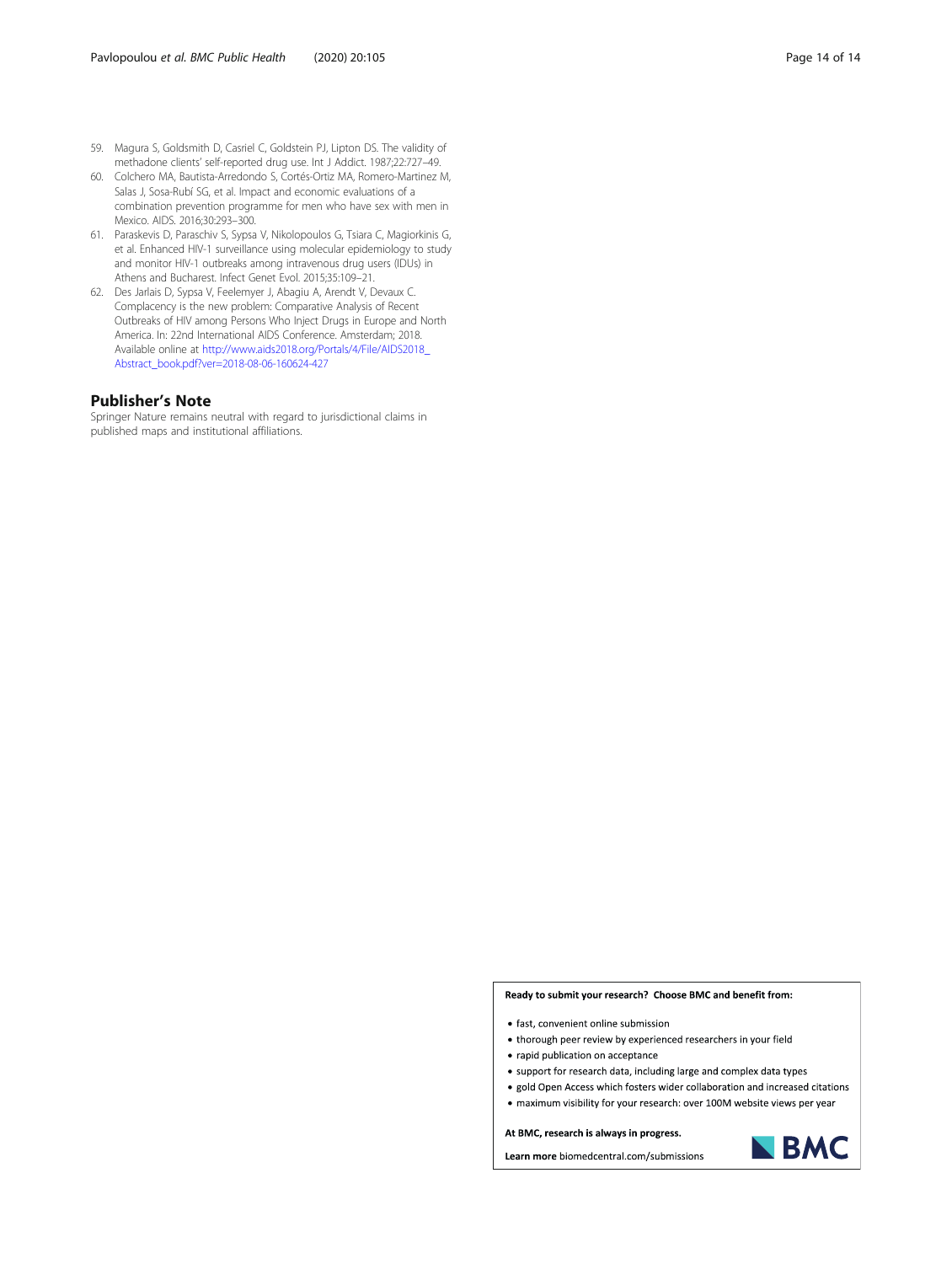59. Magura S, Goldsmith D, Casriel C, Goldstein PJ, Lipton DS. The validity of methadone clients' self-reported drug use. Int J Addict. 1987;22:727–49.
60. Colchero MA, Bautista-Arredondo S, Cortés-Ortiz MA, Romero-Martinez M, Salas J, Sosa-Rubí SG, et al. Impact and economic evaluations of a combination prevention programme for men who have sex with men in Mexico. AIDS. 2016;30:293–300.
61. Paraskevis D, Paraschiv S, Sypsa V, Nikolopoulos G, Tsiara C, Magiorkinis G, et al. Enhanced HIV-1 surveillance using molecular epidemiology to study and monitor HIV-1 outbreaks among intravenous drug users (IDUs) in Athens and Bucharest. Infect Genet Evol. 2015;35:109–21.
62. Des Jarlais D, Sypsa V, Feelemyer J, Abagiu A, Arendt V, Devaux C. Complacency is the new problem: Comparative Analysis of Recent Outbreaks of HIV among Persons Who Inject Drugs in Europe and North America. In: 22nd International AIDS Conference. Amsterdam; 2018. Available online at http://www.aids2018.org/Portals/4/File/AIDS2018_Abstract_book.pdf?ver=2018-08-06-160624-427

## Publisher's Note

Springer Nature remains neutral with regard to jurisdictional claims in published maps and institutional affiliations.

**Ready to submit your research? Choose BMC and benefit from:**

- fast, convenient online submission
- thorough peer review by experienced researchers in your field
- rapid publication on acceptance
- support for research data, including large and complex data types
- gold Open Access which fosters wider collaboration and increased citations
- maximum visibility for your research: over 100M website views per year

**At BMC, research is always in progress.**

**Learn more** biomedcentral.com/submissions

BMC